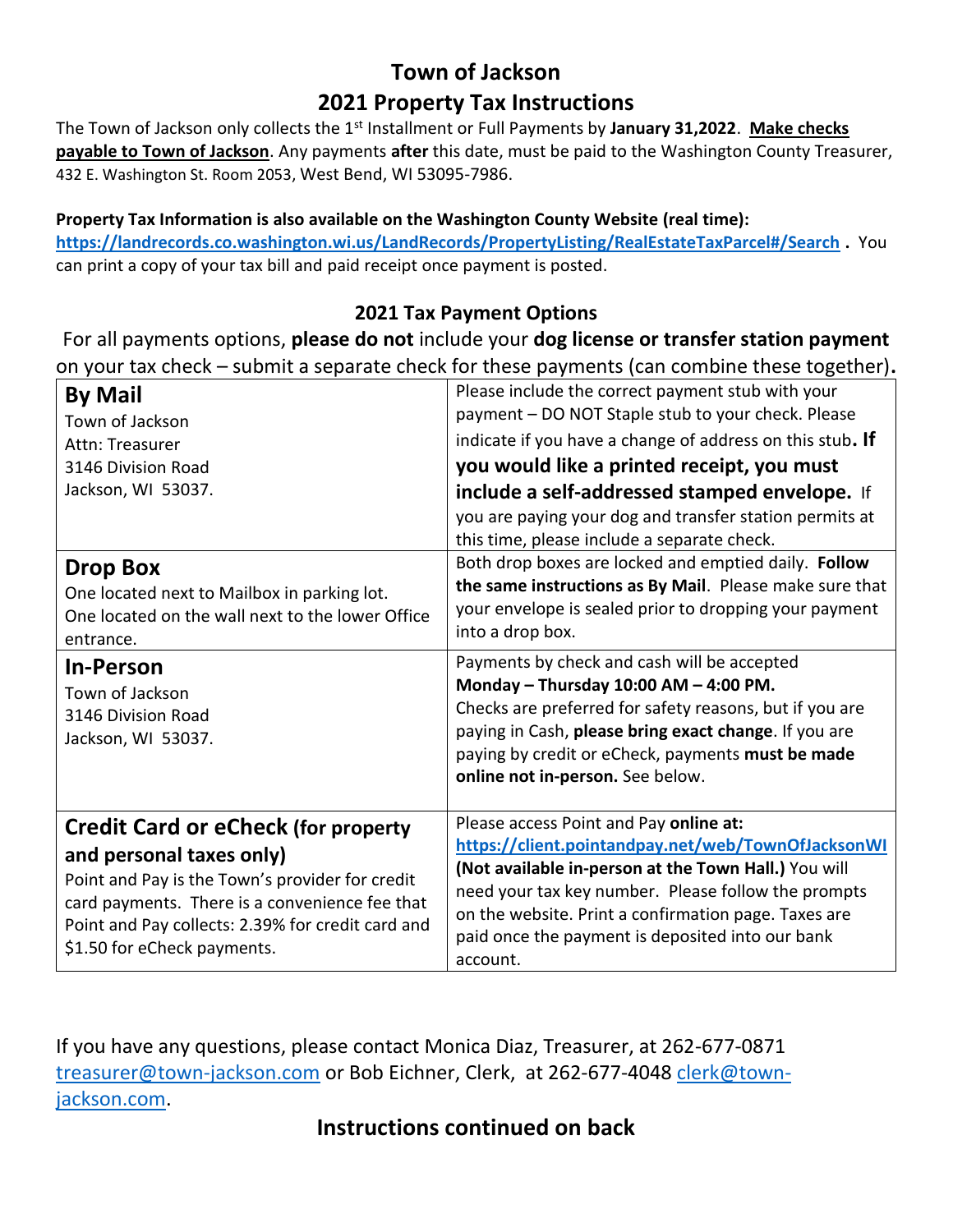# Town of Jackson

## 2021 Property Tax Instructions

The Town of Jackson only collects the 1st Installment or Full Payments by **January 31,2022**. **Make checks payable to Town of Jackson**. Any payments **after** this date, must be paid to the Washington County Treasurer, 432 E. Washington St. Room 2053, West Bend, WI 53095-7986.

**Property Tax Information is also available on the Washington County Website (real time):**
**https://landrecords.co.washington.wi.us/LandRecords/PropertyListing/RealEstateTaxParcel#/Search** . You can print a copy of your tax bill and paid receipt once payment is posted.

### 2021 Tax Payment Options

For all payments options, **please do not** include your **dog license or transfer station payment** on your tax check – submit a separate check for these payments (can combine these together)**.**

| | |
|---|---|
| **By Mail**<br>Town of Jackson<br>Attn: Treasurer<br>3146 Division Road<br>Jackson, WI 53037. | Please include the correct payment stub with your payment – DO NOT Staple stub to your check. Please indicate if you have a change of address on this stub**. If you would like a printed receipt, you must include a self-addressed stamped envelope.** If you are paying your dog and transfer station permits at this time, please include a separate check. |
| **Drop Box**<br>One located next to Mailbox in parking lot.<br>One located on the wall next to the lower Office entrance. | Both drop boxes are locked and emptied daily. **Follow the same instructions as By Mail**. Please make sure that your envelope is sealed prior to dropping your payment into a drop box. |
| **In-Person**<br>Town of Jackson<br>3146 Division Road<br>Jackson, WI 53037. | Payments by check and cash will be accepted<br>**Monday – Thursday 10:00 AM – 4:00 PM.**<br>Checks are preferred for safety reasons, but if you are paying in Cash, **please bring exact change**. If you are paying by credit or eCheck, payments **must be made online not in-person.** See below. |
| **Credit Card or eCheck (for property and personal taxes only)**<br>Point and Pay is the Town's provider for credit card payments. There is a convenience fee that Point and Pay collects: 2.39% for credit card and \$1.50 for eCheck payments. | Please access Point and Pay **online at:** **https://client.pointandpay.net/web/TownOfJacksonWI** **(Not available in-person at the Town Hall.)** You will need your tax key number. Please follow the prompts on the website. Print a confirmation page. Taxes are paid once the payment is deposited into our bank account. |

If you have any questions, please contact Monica Diaz, Treasurer, at 262-677-0871 treasurer@town-jackson.com or Bob Eichner, Clerk, at 262-677-4048 clerk@town-jackson.com.

**Instructions continued on back**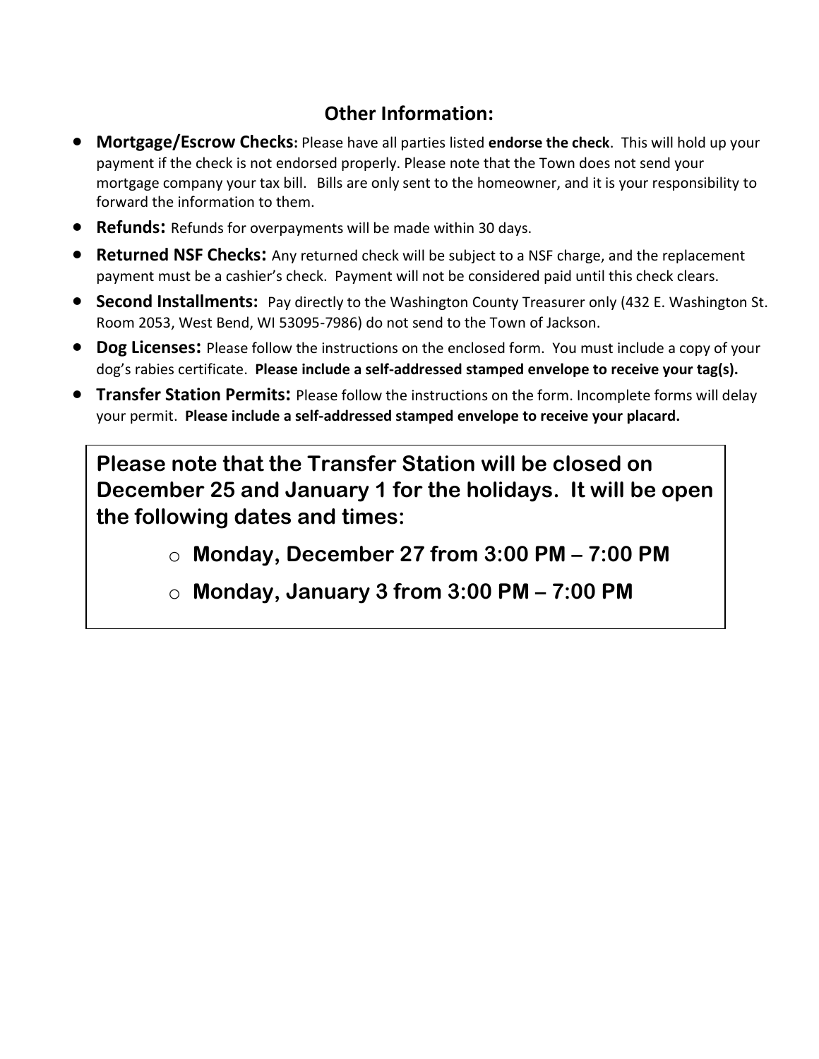## Other Information:

- **Mortgage/Escrow Checks:** Please have all parties listed **endorse the check**. This will hold up your payment if the check is not endorsed properly. Please note that the Town does not send your mortgage company your tax bill. Bills are only sent to the homeowner, and it is your responsibility to forward the information to them.
- **Refunds:** Refunds for overpayments will be made within 30 days.
- **Returned NSF Checks:** Any returned check will be subject to a NSF charge, and the replacement payment must be a cashier's check. Payment will not be considered paid until this check clears.
- **Second Installments:** Pay directly to the Washington County Treasurer only (432 E. Washington St. Room 2053, West Bend, WI 53095-7986) do not send to the Town of Jackson.
- **Dog Licenses:** Please follow the instructions on the enclosed form. You must include a copy of your dog's rabies certificate. **Please include a self-addressed stamped envelope to receive your tag(s).**
- **Transfer Station Permits:** Please follow the instructions on the form. Incomplete forms will delay your permit. **Please include a self-addressed stamped envelope to receive your placard.**

**Please note that the Transfer Station will be closed on December 25 and January 1 for the holidays. It will be open the following dates and times:**

- **Monday, December 27 from 3:00 PM – 7:00 PM**
- **Monday, January 3 from 3:00 PM – 7:00 PM**